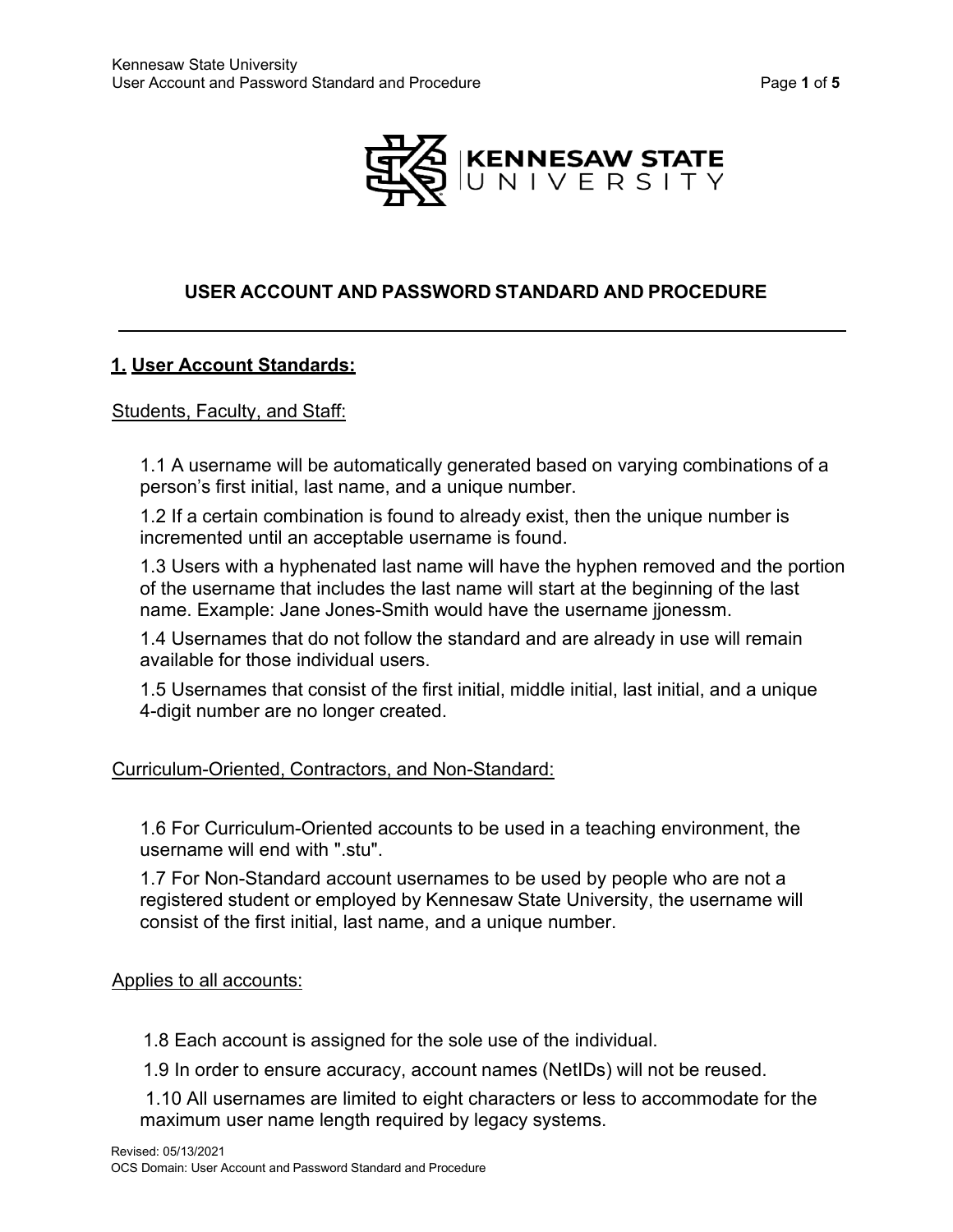# USER ACCOUNT AND PASSWORD STANDARD AND PROCEDURE

## 1. User Account Standards:

Students, Faculty, and Staff:

1.1 A username will be automatically generated based on varying combinations of a person's first initial, last name, and a unique number.

1.2 If a certain combination is found to already exist, then the unique number is incremented until an acceptable username is found.

1.3 Users with a hyphenated last name will have the hyphen removed and the portion of the username that includes the last name will start at the beginning of the last name. Example: Jane Jones-Smith would have the username jjonessm.

1.4 Usernames that do not follow the standard and are already in use will remain available for those individual users.

1.5 Usernames that consist of the first initial, middle initial, last initial, and a unique 4-digit number are no longer created.

Curriculum-Oriented, Contractors, and Non-Standard:

1.6 For Curriculum-Oriented accounts to be used in a teaching environment, the username will end with ".stu".

1.7 For Non-Standard account usernames to be used by people who are not a registered student or employed by Kennesaw State University, the username will consist of the first initial, last name, and a unique number.

Applies to all accounts:

1.8 Each account is assigned for the sole use of the individual.

1.9 In order to ensure accuracy, account names (NetIDs) will not be reused.

1.10 All usernames are limited to eight characters or less to accommodate for the maximum user name length required by legacy systems.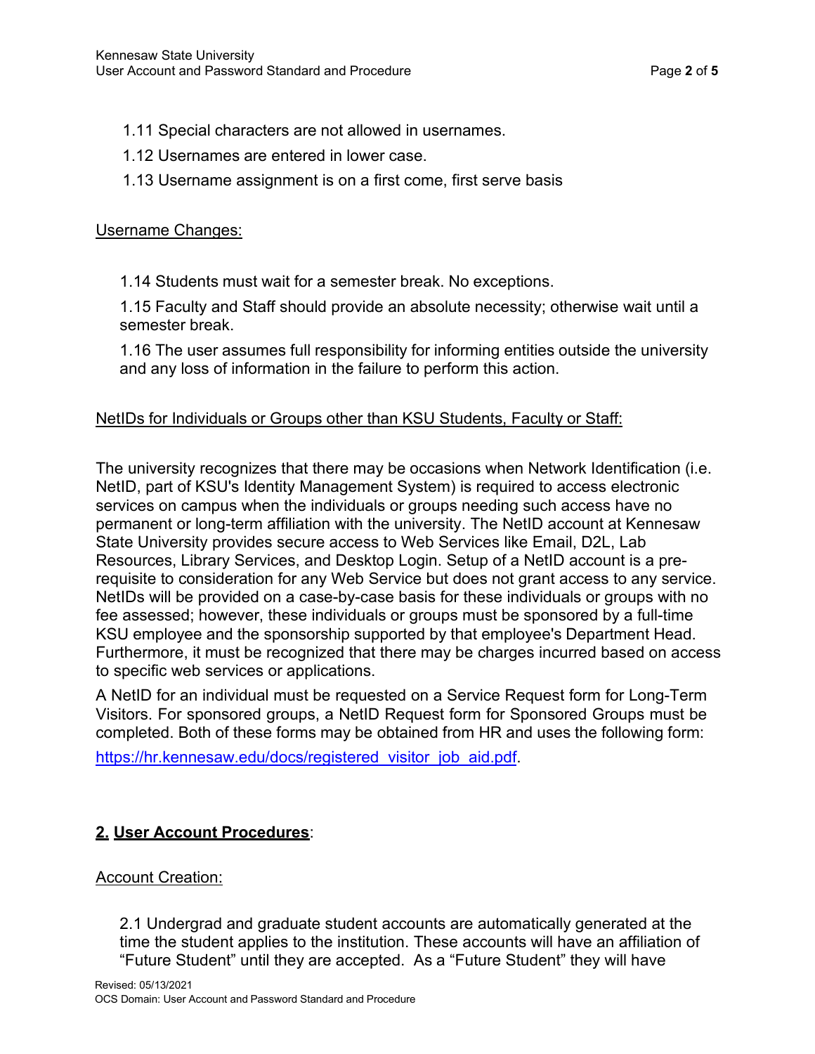1.11 Special characters are not allowed in usernames.

1.12 Usernames are entered in lower case.

1.13 Username assignment is on a first come, first serve basis

Username Changes:

1.14 Students must wait for a semester break. No exceptions.

1.15 Faculty and Staff should provide an absolute necessity; otherwise wait until a semester break.

1.16 The user assumes full responsibility for informing entities outside the university and any loss of information in the failure to perform this action.

NetIDs for Individuals or Groups other than KSU Students, Faculty or Staff:

The university recognizes that there may be occasions when Network Identification (i.e. NetID, part of KSU's Identity Management System) is required to access electronic services on campus when the individuals or groups needing such access have no permanent or long-term affiliation with the university. The NetID account at Kennesaw State University provides secure access to Web Services like Email, D2L, Lab Resources, Library Services, and Desktop Login. Setup of a NetID account is a pre-requisite to consideration for any Web Service but does not grant access to any service. NetIDs will be provided on a case-by-case basis for these individuals or groups with no fee assessed; however, these individuals or groups must be sponsored by a full-time KSU employee and the sponsorship supported by that employee's Department Head. Furthermore, it must be recognized that there may be charges incurred based on access to specific web services or applications.

A NetID for an individual must be requested on a Service Request form for Long-Term Visitors. For sponsored groups, a NetID Request form for Sponsored Groups must be completed. Both of these forms may be obtained from HR and uses the following form: [https://hr.kennesaw.edu/docs/registered_visitor_job_aid.pdf](https://hr.kennesaw.edu/docs/registered_visitor_job_aid.pdf).

## **2. User Account Procedures**:

Account Creation:

2.1 Undergrad and graduate student accounts are automatically generated at the time the student applies to the institution. These accounts will have an affiliation of "Future Student" until they are accepted. As a "Future Student" they will have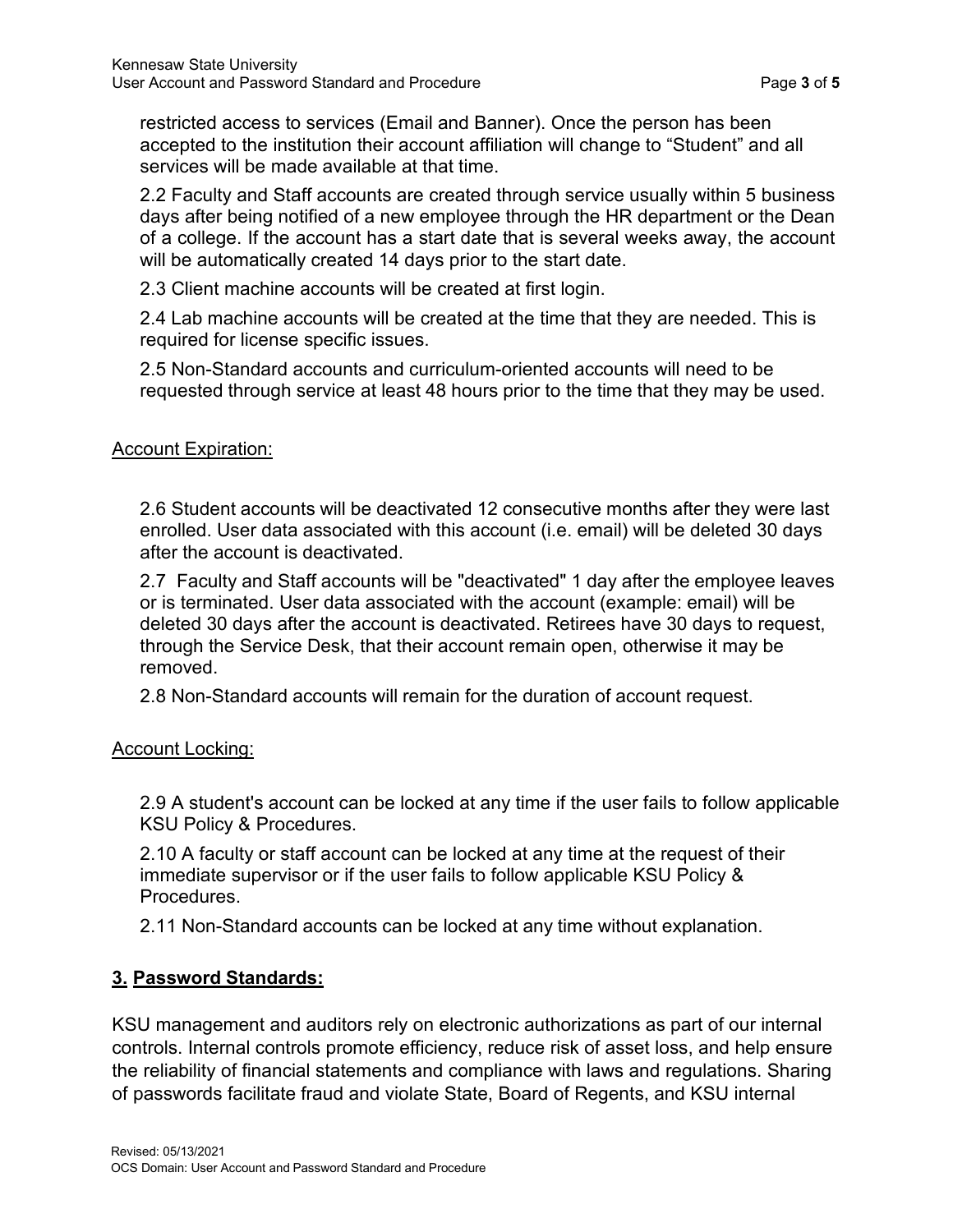restricted access to services (Email and Banner). Once the person has been accepted to the institution their account affiliation will change to “Student” and all services will be made available at that time.

2.2 Faculty and Staff accounts are created through service usually within 5 business days after being notified of a new employee through the HR department or the Dean of a college. If the account has a start date that is several weeks away, the account will be automatically created 14 days prior to the start date.

2.3 Client machine accounts will be created at first login.

2.4 Lab machine accounts will be created at the time that they are needed. This is required for license specific issues.

2.5 Non-Standard accounts and curriculum-oriented accounts will need to be requested through service at least 48 hours prior to the time that they may be used.

Account Expiration:

2.6 Student accounts will be deactivated 12 consecutive months after they were last enrolled. User data associated with this account (i.e. email) will be deleted 30 days after the account is deactivated.

2.7 Faculty and Staff accounts will be "deactivated" 1 day after the employee leaves or is terminated. User data associated with the account (example: email) will be deleted 30 days after the account is deactivated. Retirees have 30 days to request, through the Service Desk, that their account remain open, otherwise it may be removed.

2.8 Non-Standard accounts will remain for the duration of account request.

Account Locking:

2.9 A student's account can be locked at any time if the user fails to follow applicable KSU Policy & Procedures.

2.10 A faculty or staff account can be locked at any time at the request of their immediate supervisor or if the user fails to follow applicable KSU Policy & Procedures.

2.11 Non-Standard accounts can be locked at any time without explanation.

## 3. Password Standards:

KSU management and auditors rely on electronic authorizations as part of our internal controls. Internal controls promote efficiency, reduce risk of asset loss, and help ensure the reliability of financial statements and compliance with laws and regulations. Sharing of passwords facilitate fraud and violate State, Board of Regents, and KSU internal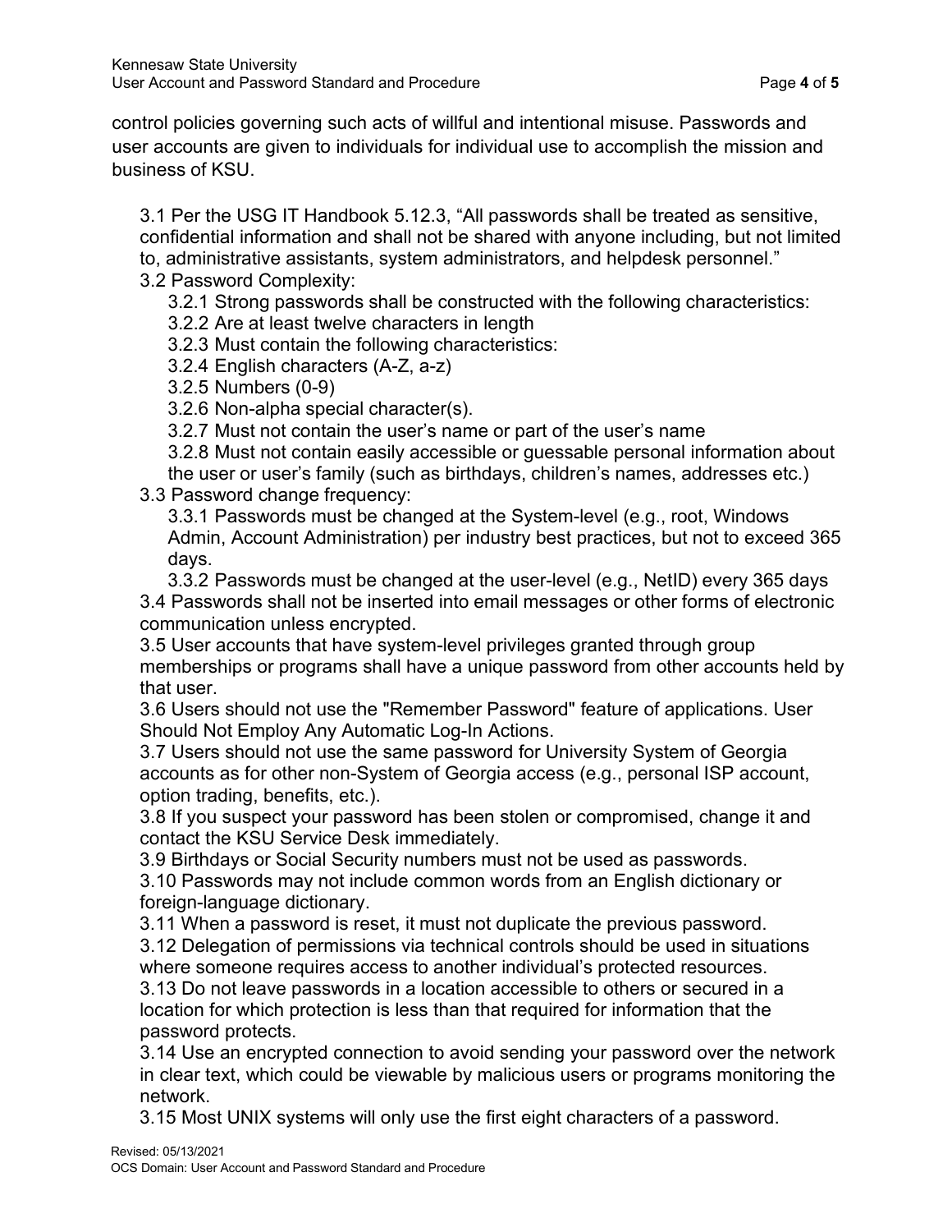control policies governing such acts of willful and intentional misuse. Passwords and user accounts are given to individuals for individual use to accomplish the mission and business of KSU.

3.1 Per the USG IT Handbook 5.12.3, "All passwords shall be treated as sensitive, confidential information and shall not be shared with anyone including, but not limited to, administrative assistants, system administrators, and helpdesk personnel."

3.2 Password Complexity:

- 3.2.1 Strong passwords shall be constructed with the following characteristics:
- 3.2.2 Are at least twelve characters in length
- 3.2.3 Must contain the following characteristics:
- 3.2.4 English characters (A-Z, a-z)
- 3.2.5 Numbers (0-9)
- 3.2.6 Non-alpha special character(s).
- 3.2.7 Must not contain the user's name or part of the user's name
- 3.2.8 Must not contain easily accessible or guessable personal information about the user or user's family (such as birthdays, children's names, addresses etc.)

3.3 Password change frequency:

- 3.3.1 Passwords must be changed at the System-level (e.g., root, Windows Admin, Account Administration) per industry best practices, but not to exceed 365 days.
- 3.3.2 Passwords must be changed at the user-level (e.g., NetID) every 365 days

3.4 Passwords shall not be inserted into email messages or other forms of electronic communication unless encrypted.

3.5 User accounts that have system-level privileges granted through group memberships or programs shall have a unique password from other accounts held by that user.

3.6 Users should not use the "Remember Password" feature of applications. User Should Not Employ Any Automatic Log-In Actions.

3.7 Users should not use the same password for University System of Georgia accounts as for other non-System of Georgia access (e.g., personal ISP account, option trading, benefits, etc.).

3.8 If you suspect your password has been stolen or compromised, change it and contact the KSU Service Desk immediately.

3.9 Birthdays or Social Security numbers must not be used as passwords.

3.10 Passwords may not include common words from an English dictionary or foreign-language dictionary.

3.11 When a password is reset, it must not duplicate the previous password.

3.12 Delegation of permissions via technical controls should be used in situations where someone requires access to another individual's protected resources.

3.13 Do not leave passwords in a location accessible to others or secured in a location for which protection is less than that required for information that the password protects.

3.14 Use an encrypted connection to avoid sending your password over the network in clear text, which could be viewable by malicious users or programs monitoring the network.

3.15 Most UNIX systems will only use the first eight characters of a password.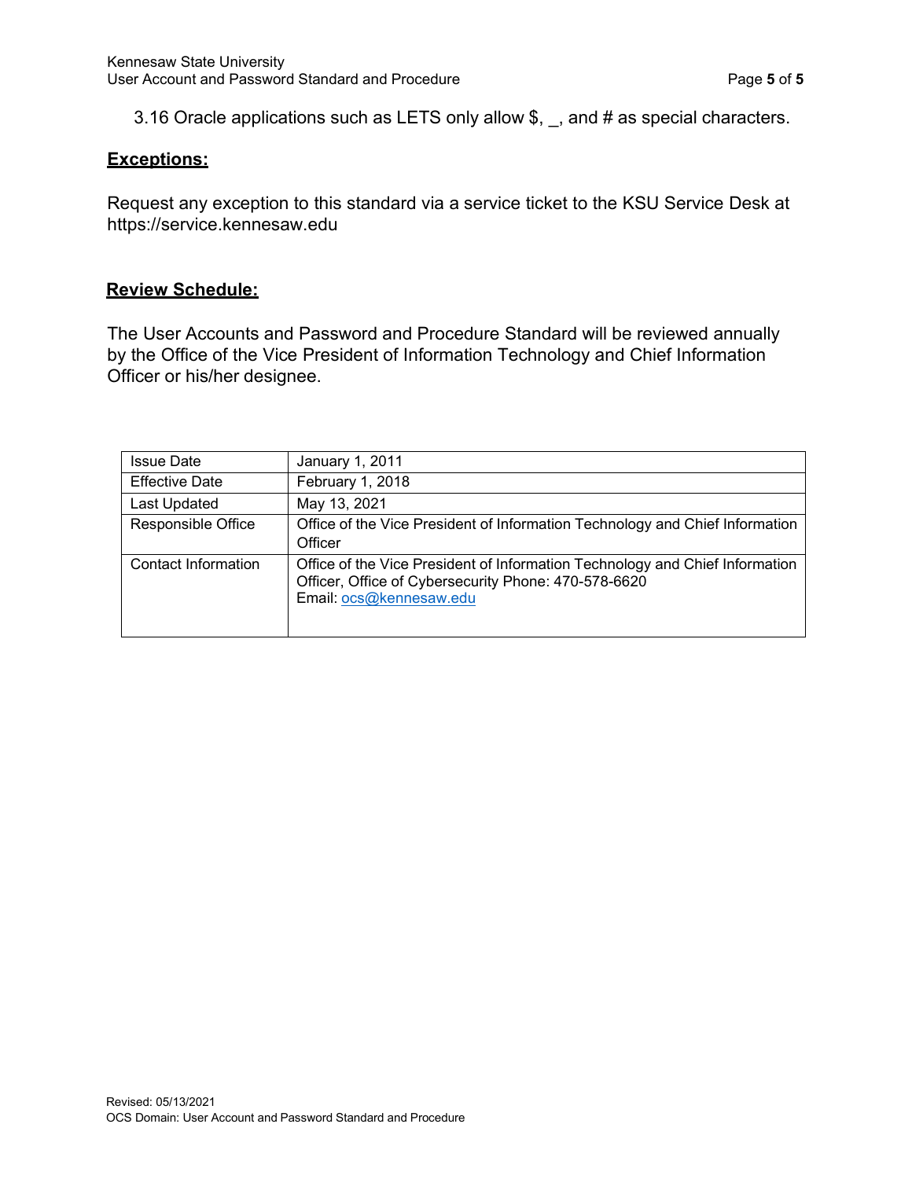3.16 Oracle applications such as LETS only allow $, _, and # as special characters.

## Exceptions:

Request any exception to this standard via a service ticket to the KSU Service Desk at https://service.kennesaw.edu

## Review Schedule:

The User Accounts and Password and Procedure Standard will be reviewed annually by the Office of the Vice President of Information Technology and Chief Information Officer or his/her designee.

| | |
|---|---|
| Issue Date | January 1, 2011 |
| Effective Date | February 1, 2018 |
| Last Updated | May 13, 2021 |
| Responsible Office | Office of the Vice President of Information Technology and Chief Information Officer |
| Contact Information | Office of the Vice President of Information Technology and Chief Information Officer, Office of Cybersecurity Phone: 470-578-6620<br>Email: ocs@kennesaw.edu |